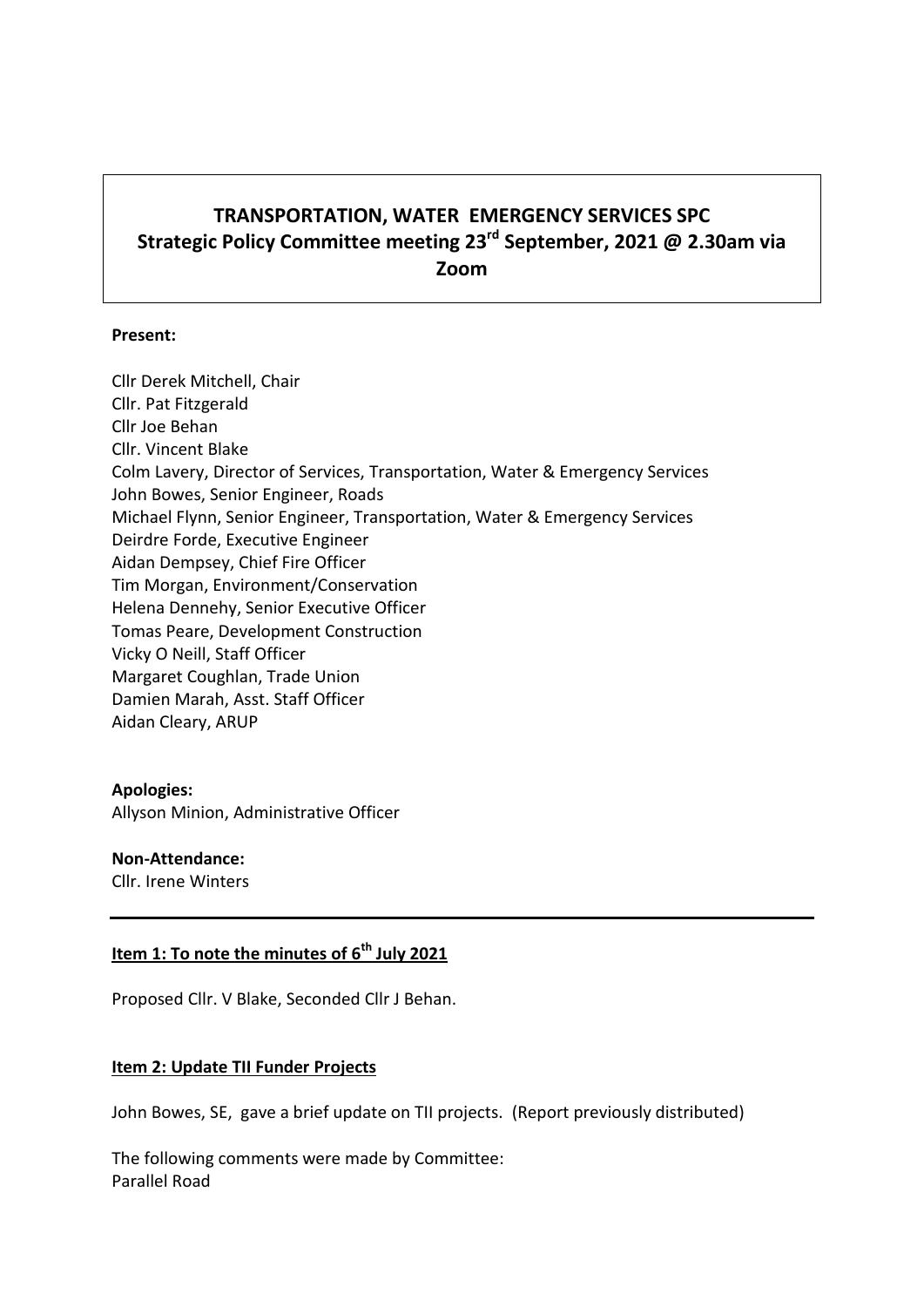# TRANSPORTATION, WATER EMERGENCY SERVICES SPC
## Strategic Policy Committee meeting 23rd September, 2021 @ 2.30am via Zoom

**Present:**

Cllr Derek Mitchell, Chair
Cllr. Pat Fitzgerald
Cllr Joe Behan
Cllr. Vincent Blake
Colm Lavery, Director of Services, Transportation, Water & Emergency Services
John Bowes, Senior Engineer, Roads
Michael Flynn, Senior Engineer, Transportation, Water & Emergency Services
Deirdre Forde, Executive Engineer
Aidan Dempsey, Chief Fire Officer
Tim Morgan, Environment/Conservation
Helena Dennehy, Senior Executive Officer
Tomas Peare, Development Construction
Vicky O Neill, Staff Officer
Margaret Coughlan, Trade Union
Damien Marah, Asst. Staff Officer
Aidan Cleary, ARUP

**Apologies:**
Allyson Minion, Administrative Officer

**Non-Attendance:**
Cllr. Irene Winters

---

**Item 1: To note the minutes of 6th July 2021**

Proposed Cllr. V Blake, Seconded Cllr J Behan.

**Item 2: Update TII Funder Projects**

John Bowes, SE, gave a brief update on TII projects. (Report previously distributed)

The following comments were made by Committee:
Parallel Road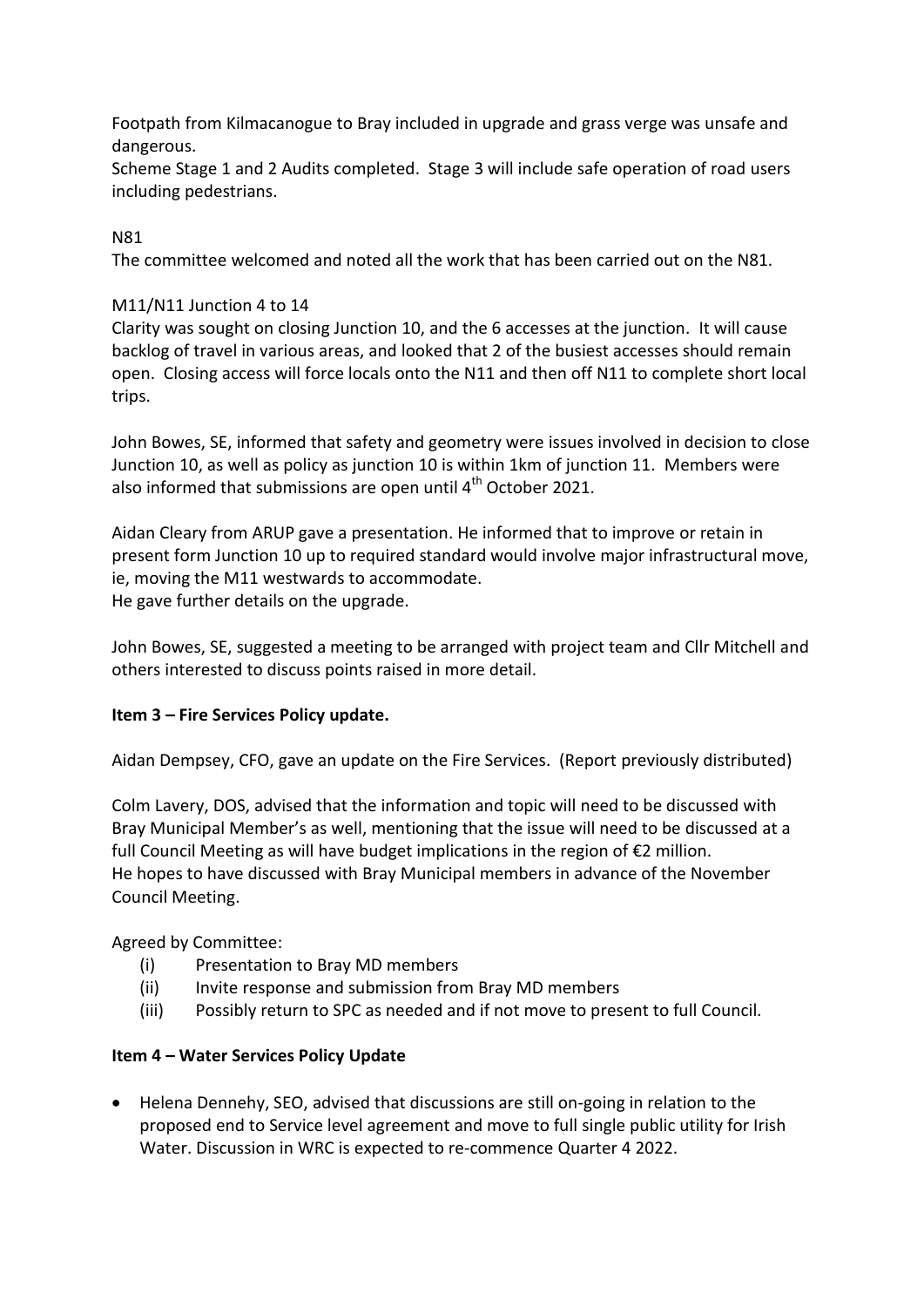Footpath from Kilmacanogue to Bray included in upgrade and grass verge was unsafe and dangerous.
Scheme Stage 1 and 2 Audits completed. Stage 3 will include safe operation of road users including pedestrians.

N81
The committee welcomed and noted all the work that has been carried out on the N81.

M11/N11 Junction 4 to 14
Clarity was sought on closing Junction 10, and the 6 accesses at the junction. It will cause backlog of travel in various areas, and looked that 2 of the busiest accesses should remain open. Closing access will force locals onto the N11 and then off N11 to complete short local trips.

John Bowes, SE, informed that safety and geometry were issues involved in decision to close Junction 10, as well as policy as junction 10 is within 1km of junction 11. Members were also informed that submissions are open until 4th October 2021.

Aidan Cleary from ARUP gave a presentation. He informed that to improve or retain in present form Junction 10 up to required standard would involve major infrastructural move, ie, moving the M11 westwards to accommodate.
He gave further details on the upgrade.

John Bowes, SE, suggested a meeting to be arranged with project team and Cllr Mitchell and others interested to discuss points raised in more detail.

**Item 3 – Fire Services Policy update.**

Aidan Dempsey, CFO, gave an update on the Fire Services. (Report previously distributed)

Colm Lavery, DOS, advised that the information and topic will need to be discussed with Bray Municipal Member's as well, mentioning that the issue will need to be discussed at a full Council Meeting as will have budget implications in the region of €2 million.
He hopes to have discussed with Bray Municipal members in advance of the November Council Meeting.

Agreed by Committee:

(i) Presentation to Bray MD members
(ii) Invite response and submission from Bray MD members
(iii) Possibly return to SPC as needed and if not move to present to full Council.

**Item 4 – Water Services Policy Update**

- Helena Dennehy, SEO, advised that discussions are still on-going in relation to the proposed end to Service level agreement and move to full single public utility for Irish Water. Discussion in WRC is expected to re-commence Quarter 4 2022.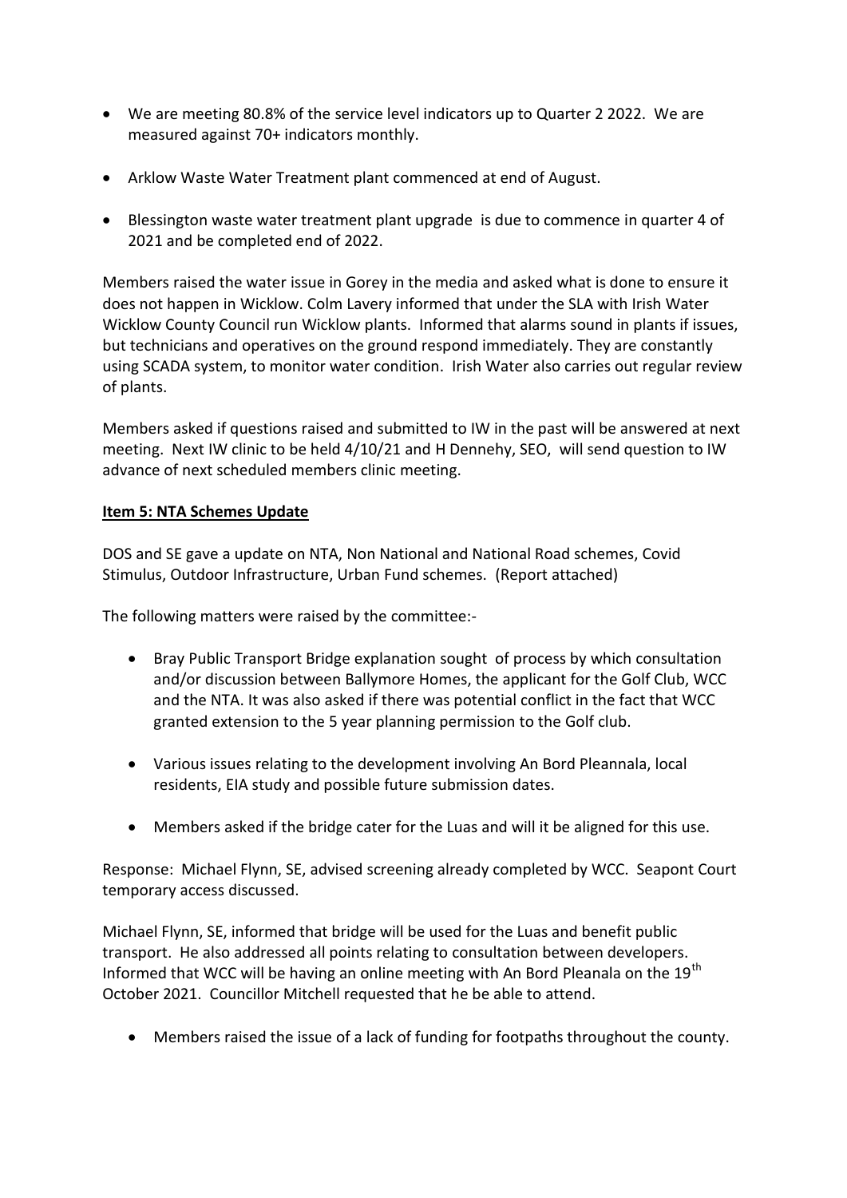- We are meeting 80.8% of the service level indicators up to Quarter 2 2022. We are measured against 70+ indicators monthly.
- Arklow Waste Water Treatment plant commenced at end of August.
- Blessington waste water treatment plant upgrade is due to commence in quarter 4 of 2021 and be completed end of 2022.

Members raised the water issue in Gorey in the media and asked what is done to ensure it does not happen in Wicklow. Colm Lavery informed that under the SLA with Irish Water Wicklow County Council run Wicklow plants. Informed that alarms sound in plants if issues, but technicians and operatives on the ground respond immediately. They are constantly using SCADA system, to monitor water condition. Irish Water also carries out regular review of plants.

Members asked if questions raised and submitted to IW in the past will be answered at next meeting. Next IW clinic to be held 4/10/21 and H Dennehy, SEO, will send question to IW advance of next scheduled members clinic meeting.

**Item 5: NTA Schemes Update**

DOS and SE gave a update on NTA, Non National and National Road schemes, Covid Stimulus, Outdoor Infrastructure, Urban Fund schemes. (Report attached)

The following matters were raised by the committee:-

- Bray Public Transport Bridge explanation sought of process by which consultation and/or discussion between Ballymore Homes, the applicant for the Golf Club, WCC and the NTA. It was also asked if there was potential conflict in the fact that WCC granted extension to the 5 year planning permission to the Golf club.
- Various issues relating to the development involving An Bord Pleannala, local residents, EIA study and possible future submission dates.
- Members asked if the bridge cater for the Luas and will it be aligned for this use.

Response: Michael Flynn, SE, advised screening already completed by WCC. Seapont Court temporary access discussed.

Michael Flynn, SE, informed that bridge will be used for the Luas and benefit public transport. He also addressed all points relating to consultation between developers. Informed that WCC will be having an online meeting with An Bord Pleanala on the 19th October 2021. Councillor Mitchell requested that he be able to attend.

- Members raised the issue of a lack of funding for footpaths throughout the county.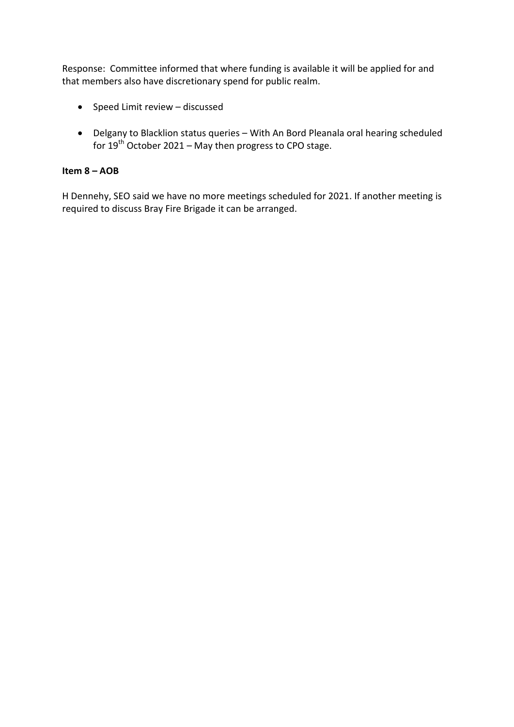Response: Committee informed that where funding is available it will be applied for and that members also have discretionary spend for public realm.

- Speed Limit review – discussed
- Delgany to Blacklion status queries – With An Bord Pleanala oral hearing scheduled for 19th October 2021 – May then progress to CPO stage.

**Item 8 – AOB**

H Dennehy, SEO said we have no more meetings scheduled for 2021. If another meeting is required to discuss Bray Fire Brigade it can be arranged.